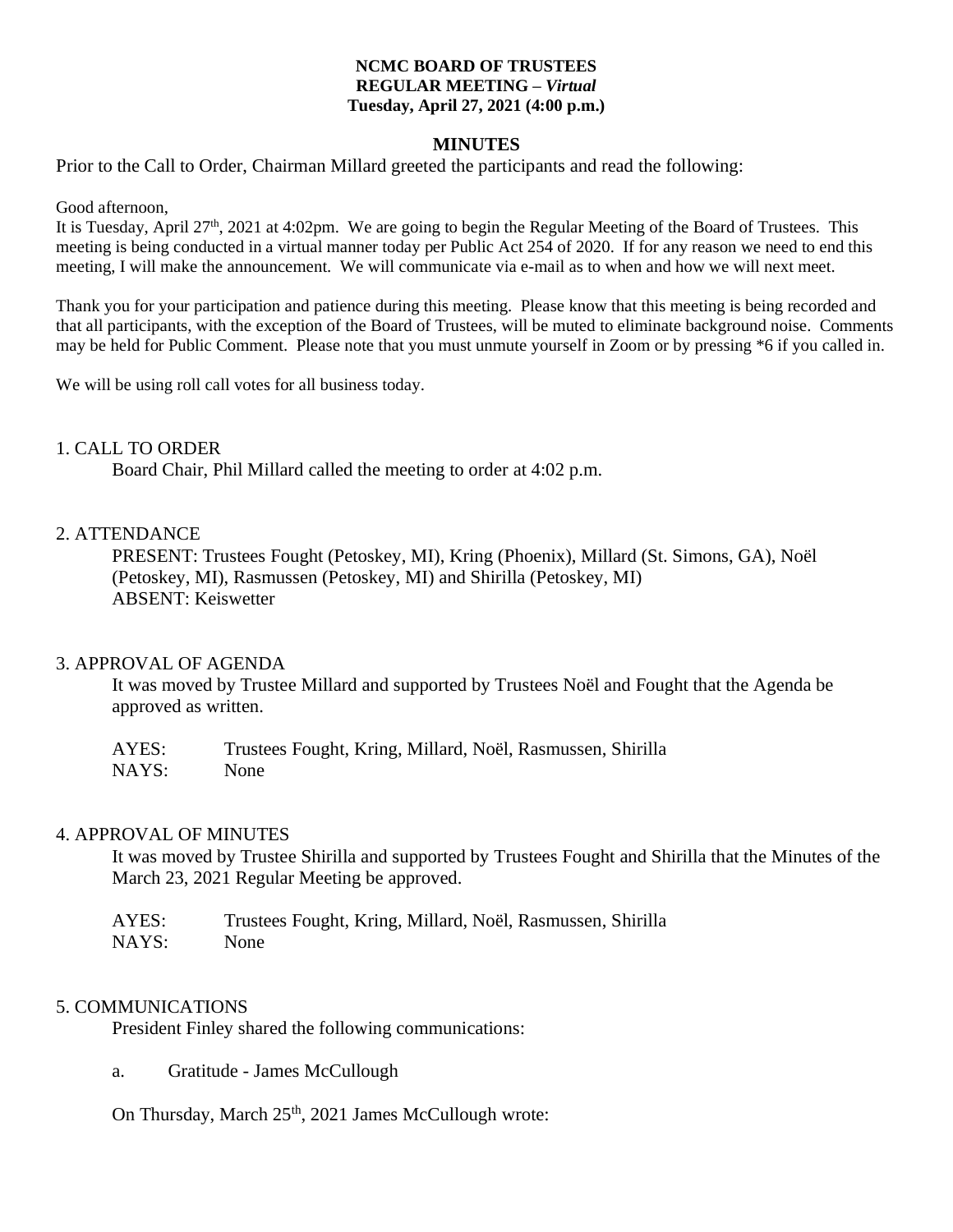**NCMC BOARD OF TRUSTEES**
**REGULAR MEETING –** ***Virtual***
**Tuesday, April 27, 2021 (4:00 p.m.)**

**MINUTES**

Prior to the Call to Order, Chairman Millard greeted the participants and read the following:

Good afternoon,

It is Tuesday, April 27th, 2021 at 4:02pm. We are going to begin the Regular Meeting of the Board of Trustees. This meeting is being conducted in a virtual manner today per Public Act 254 of 2020. If for any reason we need to end this meeting, I will make the announcement. We will communicate via e-mail as to when and how we will next meet.

Thank you for your participation and patience during this meeting. Please know that this meeting is being recorded and that all participants, with the exception of the Board of Trustees, will be muted to eliminate background noise. Comments may be held for Public Comment. Please note that you must unmute yourself in Zoom or by pressing *6 if you called in.

We will be using roll call votes for all business today.

1. CALL TO ORDER

Board Chair, Phil Millard called the meeting to order at 4:02 p.m.

2. ATTENDANCE

PRESENT: Trustees Fought (Petoskey, MI), Kring (Phoenix), Millard (St. Simons, GA), Noël (Petoskey, MI), Rasmussen (Petoskey, MI) and Shirilla (Petoskey, MI)
ABSENT: Keiswetter

3. APPROVAL OF AGENDA

It was moved by Trustee Millard and supported by Trustees Noël and Fought that the Agenda be approved as written.

AYES: Trustees Fought, Kring, Millard, Noël, Rasmussen, Shirilla
NAYS: None

4. APPROVAL OF MINUTES

It was moved by Trustee Shirilla and supported by Trustees Fought and Shirilla that the Minutes of the March 23, 2021 Regular Meeting be approved.

AYES: Trustees Fought, Kring, Millard, Noël, Rasmussen, Shirilla
NAYS: None

5. COMMUNICATIONS

President Finley shared the following communications:

a. Gratitude - James McCullough

On Thursday, March 25th, 2021 James McCullough wrote: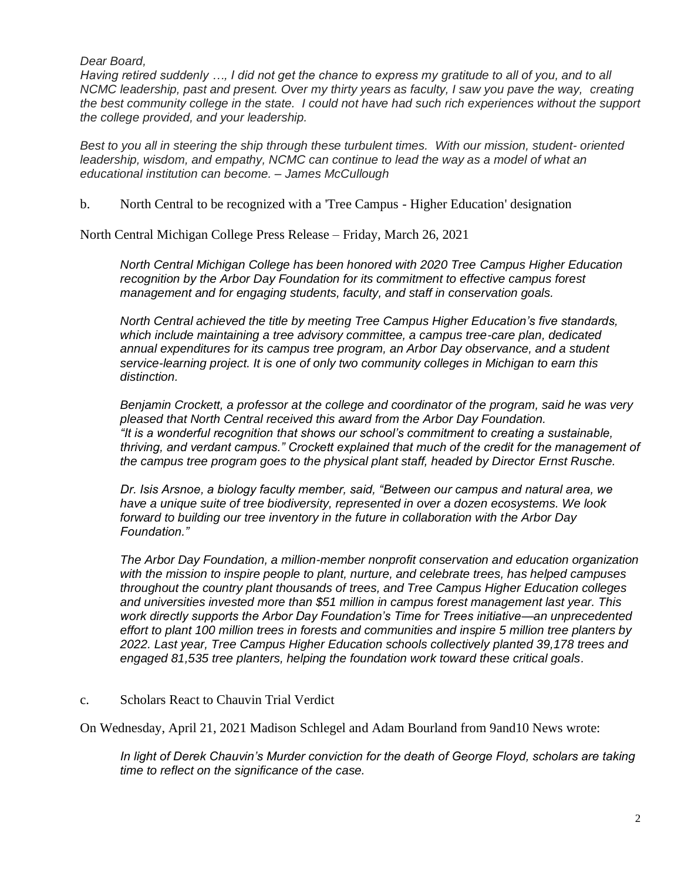*Dear Board,*

*Having retired suddenly …, I did not get the chance to express my gratitude to all of you, and to all NCMC leadership, past and present. Over my thirty years as faculty, I saw you pave the way, creating the best community college in the state. I could not have had such rich experiences without the support the college provided, and your leadership.*

*Best to you all in steering the ship through these turbulent times. With our mission, student- oriented leadership, wisdom, and empathy, NCMC can continue to lead the way as a model of what an educational institution can become. – James McCullough*

b. North Central to be recognized with a 'Tree Campus - Higher Education' designation

North Central Michigan College Press Release – Friday, March 26, 2021

> *North Central Michigan College has been honored with 2020 Tree Campus Higher Education recognition by the Arbor Day Foundation for its commitment to effective campus forest management and for engaging students, faculty, and staff in conservation goals.*
>
> *North Central achieved the title by meeting Tree Campus Higher Education's five standards, which include maintaining a tree advisory committee, a campus tree-care plan, dedicated annual expenditures for its campus tree program, an Arbor Day observance, and a student service-learning project. It is one of only two community colleges in Michigan to earn this distinction.*
>
> *Benjamin Crockett, a professor at the college and coordinator of the program, said he was very pleased that North Central received this award from the Arbor Day Foundation. "It is a wonderful recognition that shows our school's commitment to creating a sustainable, thriving, and verdant campus." Crockett explained that much of the credit for the management of the campus tree program goes to the physical plant staff, headed by Director Ernst Rusche.*
>
> *Dr. Isis Arsnoe, a biology faculty member, said, "Between our campus and natural area, we have a unique suite of tree biodiversity, represented in over a dozen ecosystems. We look forward to building our tree inventory in the future in collaboration with the Arbor Day Foundation."*
>
> *The Arbor Day Foundation, a million-member nonprofit conservation and education organization with the mission to inspire people to plant, nurture, and celebrate trees, has helped campuses throughout the country plant thousands of trees, and Tree Campus Higher Education colleges and universities invested more than $51 million in campus forest management last year. This work directly supports the Arbor Day Foundation's Time for Trees initiative—an unprecedented effort to plant 100 million trees in forests and communities and inspire 5 million tree planters by 2022. Last year, Tree Campus Higher Education schools collectively planted 39,178 trees and engaged 81,535 tree planters, helping the foundation work toward these critical goals.*

c. Scholars React to Chauvin Trial Verdict

On Wednesday, April 21, 2021 Madison Schlegel and Adam Bourland from 9and10 News wrote:

> *In light of Derek Chauvin's Murder conviction for the death of George Floyd, scholars are taking time to reflect on the significance of the case.*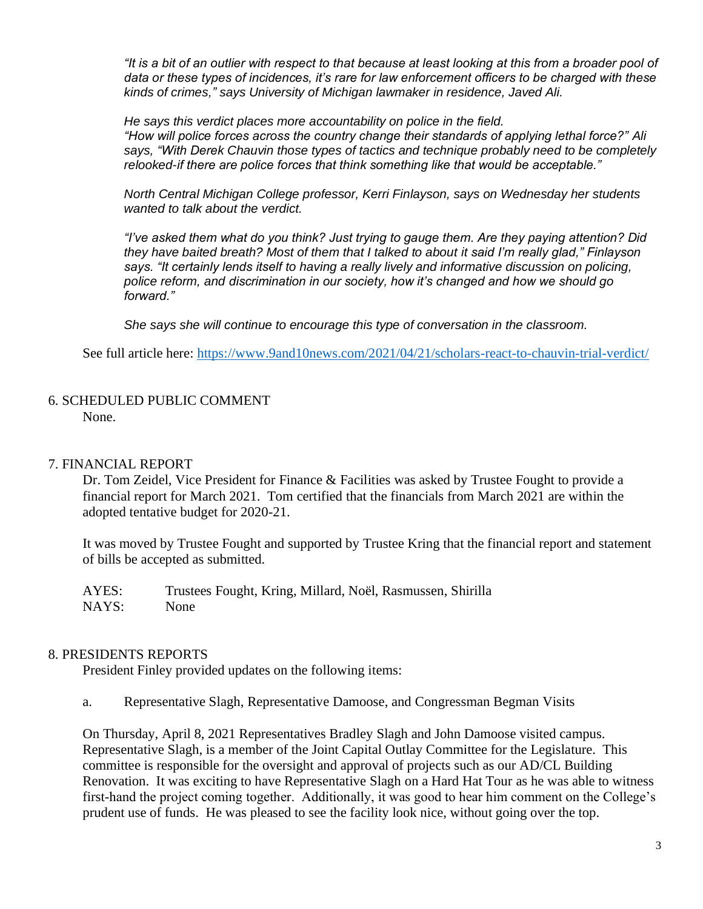*"It is a bit of an outlier with respect to that because at least looking at this from a broader pool of data or these types of incidences, it's rare for law enforcement officers to be charged with these kinds of crimes," says University of Michigan lawmaker in residence, Javed Ali.*

*He says this verdict places more accountability on police in the field.*
*"How will police forces across the country change their standards of applying lethal force?" Ali says, "With Derek Chauvin those types of tactics and technique probably need to be completely relooked-if there are police forces that think something like that would be acceptable."*

*North Central Michigan College professor, Kerri Finlayson, says on Wednesday her students wanted to talk about the verdict.*

*"I've asked them what do you think? Just trying to gauge them. Are they paying attention? Did they have baited breath? Most of them that I talked to about it said I'm really glad," Finlayson says. "It certainly lends itself to having a really lively and informative discussion on policing, police reform, and discrimination in our society, how it's changed and how we should go forward."*

*She says she will continue to encourage this type of conversation in the classroom.*

See full article here: https://www.9and10news.com/2021/04/21/scholars-react-to-chauvin-trial-verdict/

## 6. SCHEDULED PUBLIC COMMENT

None.

## 7. FINANCIAL REPORT

Dr. Tom Zeidel, Vice President for Finance & Facilities was asked by Trustee Fought to provide a financial report for March 2021. Tom certified that the financials from March 2021 are within the adopted tentative budget for 2020-21.

It was moved by Trustee Fought and supported by Trustee Kring that the financial report and statement of bills be accepted as submitted.

AYES: Trustees Fought, Kring, Millard, Noël, Rasmussen, Shirilla
NAYS: None

## 8. PRESIDENTS REPORTS

President Finley provided updates on the following items:

a. Representative Slagh, Representative Damoose, and Congressman Begman Visits

On Thursday, April 8, 2021 Representatives Bradley Slagh and John Damoose visited campus. Representative Slagh, is a member of the Joint Capital Outlay Committee for the Legislature. This committee is responsible for the oversight and approval of projects such as our AD/CL Building Renovation. It was exciting to have Representative Slagh on a Hard Hat Tour as he was able to witness first-hand the project coming together. Additionally, it was good to hear him comment on the College's prudent use of funds. He was pleased to see the facility look nice, without going over the top.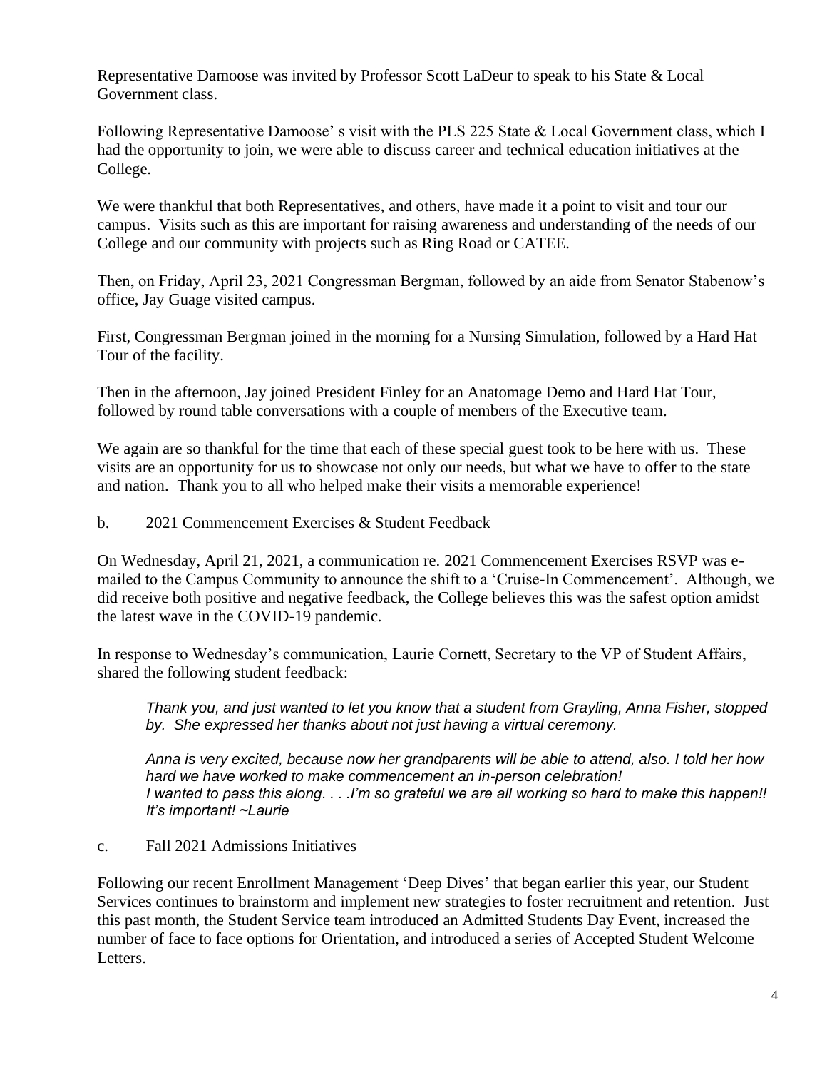Representative Damoose was invited by Professor Scott LaDeur to speak to his State & Local Government class.

Following Representative Damoose' s visit with the PLS 225 State & Local Government class, which I had the opportunity to join, we were able to discuss career and technical education initiatives at the College.

We were thankful that both Representatives, and others, have made it a point to visit and tour our campus. Visits such as this are important for raising awareness and understanding of the needs of our College and our community with projects such as Ring Road or CATEE.

Then, on Friday, April 23, 2021 Congressman Bergman, followed by an aide from Senator Stabenow's office, Jay Guage visited campus.

First, Congressman Bergman joined in the morning for a Nursing Simulation, followed by a Hard Hat Tour of the facility.

Then in the afternoon, Jay joined President Finley for an Anatomage Demo and Hard Hat Tour, followed by round table conversations with a couple of members of the Executive team.

We again are so thankful for the time that each of these special guest took to be here with us. These visits are an opportunity for us to showcase not only our needs, but what we have to offer to the state and nation. Thank you to all who helped make their visits a memorable experience!

b. 2021 Commencement Exercises & Student Feedback

On Wednesday, April 21, 2021, a communication re. 2021 Commencement Exercises RSVP was e-mailed to the Campus Community to announce the shift to a 'Cruise-In Commencement'. Although, we did receive both positive and negative feedback, the College believes this was the safest option amidst the latest wave in the COVID-19 pandemic.

In response to Wednesday's communication, Laurie Cornett, Secretary to the VP of Student Affairs, shared the following student feedback:

> *Thank you, and just wanted to let you know that a student from Grayling, Anna Fisher, stopped by. She expressed her thanks about not just having a virtual ceremony.*
>
> *Anna is very excited, because now her grandparents will be able to attend, also. I told her how hard we have worked to make commencement an in-person celebration!*
> *I wanted to pass this along. . . .I'm so grateful we are all working so hard to make this happen!! It's important! ~Laurie*

c. Fall 2021 Admissions Initiatives

Following our recent Enrollment Management 'Deep Dives' that began earlier this year, our Student Services continues to brainstorm and implement new strategies to foster recruitment and retention. Just this past month, the Student Service team introduced an Admitted Students Day Event, increased the number of face to face options for Orientation, and introduced a series of Accepted Student Welcome Letters.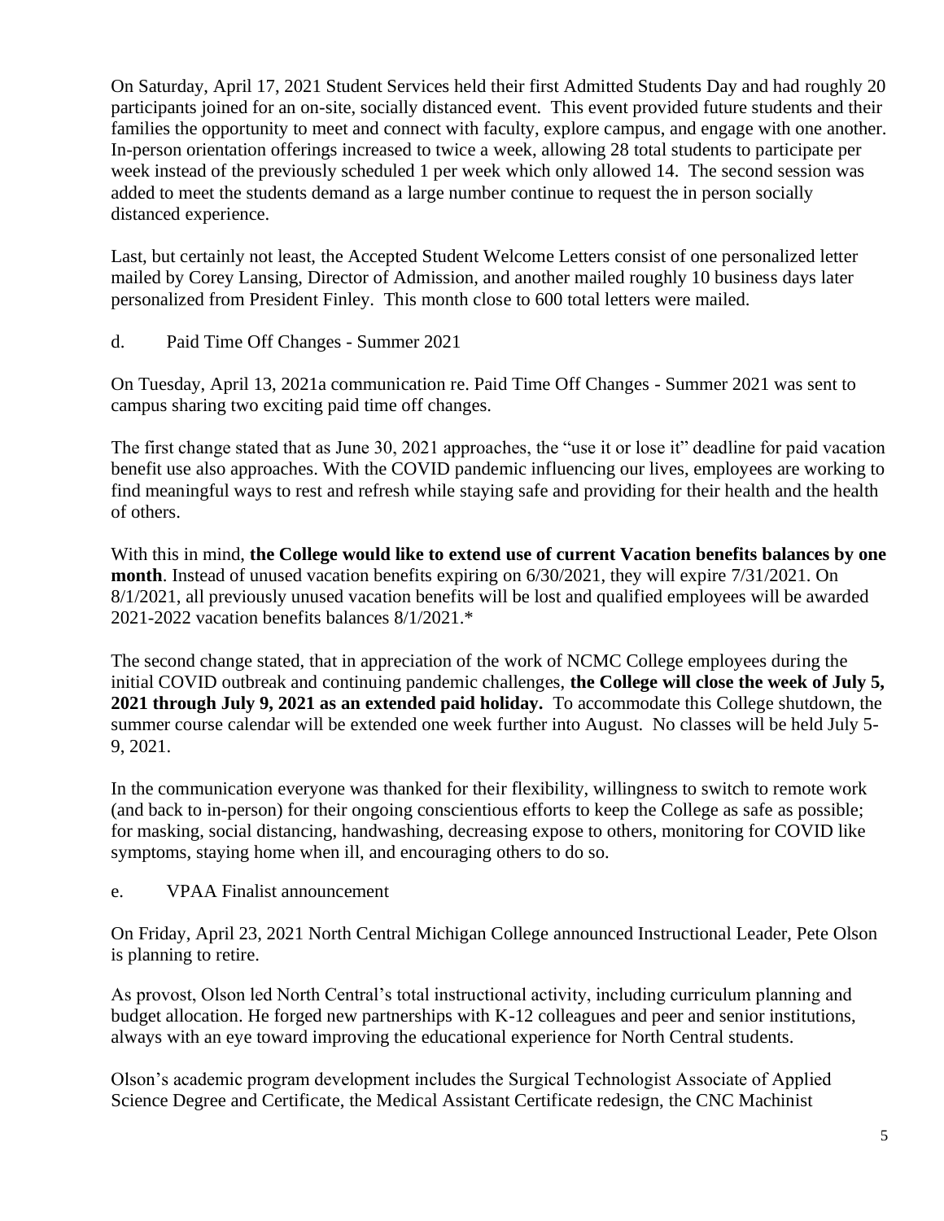On Saturday, April 17, 2021 Student Services held their first Admitted Students Day and had roughly 20 participants joined for an on-site, socially distanced event. This event provided future students and their families the opportunity to meet and connect with faculty, explore campus, and engage with one another. In-person orientation offerings increased to twice a week, allowing 28 total students to participate per week instead of the previously scheduled 1 per week which only allowed 14. The second session was added to meet the students demand as a large number continue to request the in person socially distanced experience.

Last, but certainly not least, the Accepted Student Welcome Letters consist of one personalized letter mailed by Corey Lansing, Director of Admission, and another mailed roughly 10 business days later personalized from President Finley. This month close to 600 total letters were mailed.

d. Paid Time Off Changes - Summer 2021

On Tuesday, April 13, 2021a communication re. Paid Time Off Changes - Summer 2021 was sent to campus sharing two exciting paid time off changes.

The first change stated that as June 30, 2021 approaches, the "use it or lose it" deadline for paid vacation benefit use also approaches. With the COVID pandemic influencing our lives, employees are working to find meaningful ways to rest and refresh while staying safe and providing for their health and the health of others.

With this in mind, **the College would like to extend use of current Vacation benefits balances by one month**. Instead of unused vacation benefits expiring on 6/30/2021, they will expire 7/31/2021. On 8/1/2021, all previously unused vacation benefits will be lost and qualified employees will be awarded 2021-2022 vacation benefits balances 8/1/2021.*

The second change stated, that in appreciation of the work of NCMC College employees during the initial COVID outbreak and continuing pandemic challenges, **the College will close the week of July 5, 2021 through July 9, 2021 as an extended paid holiday.** To accommodate this College shutdown, the summer course calendar will be extended one week further into August. No classes will be held July 5-9, 2021.

In the communication everyone was thanked for their flexibility, willingness to switch to remote work (and back to in-person) for their ongoing conscientious efforts to keep the College as safe as possible; for masking, social distancing, handwashing, decreasing expose to others, monitoring for COVID like symptoms, staying home when ill, and encouraging others to do so.

e. VPAA Finalist announcement

On Friday, April 23, 2021 North Central Michigan College announced Instructional Leader, Pete Olson is planning to retire.

As provost, Olson led North Central's total instructional activity, including curriculum planning and budget allocation. He forged new partnerships with K-12 colleagues and peer and senior institutions, always with an eye toward improving the educational experience for North Central students.

Olson's academic program development includes the Surgical Technologist Associate of Applied Science Degree and Certificate, the Medical Assistant Certificate redesign, the CNC Machinist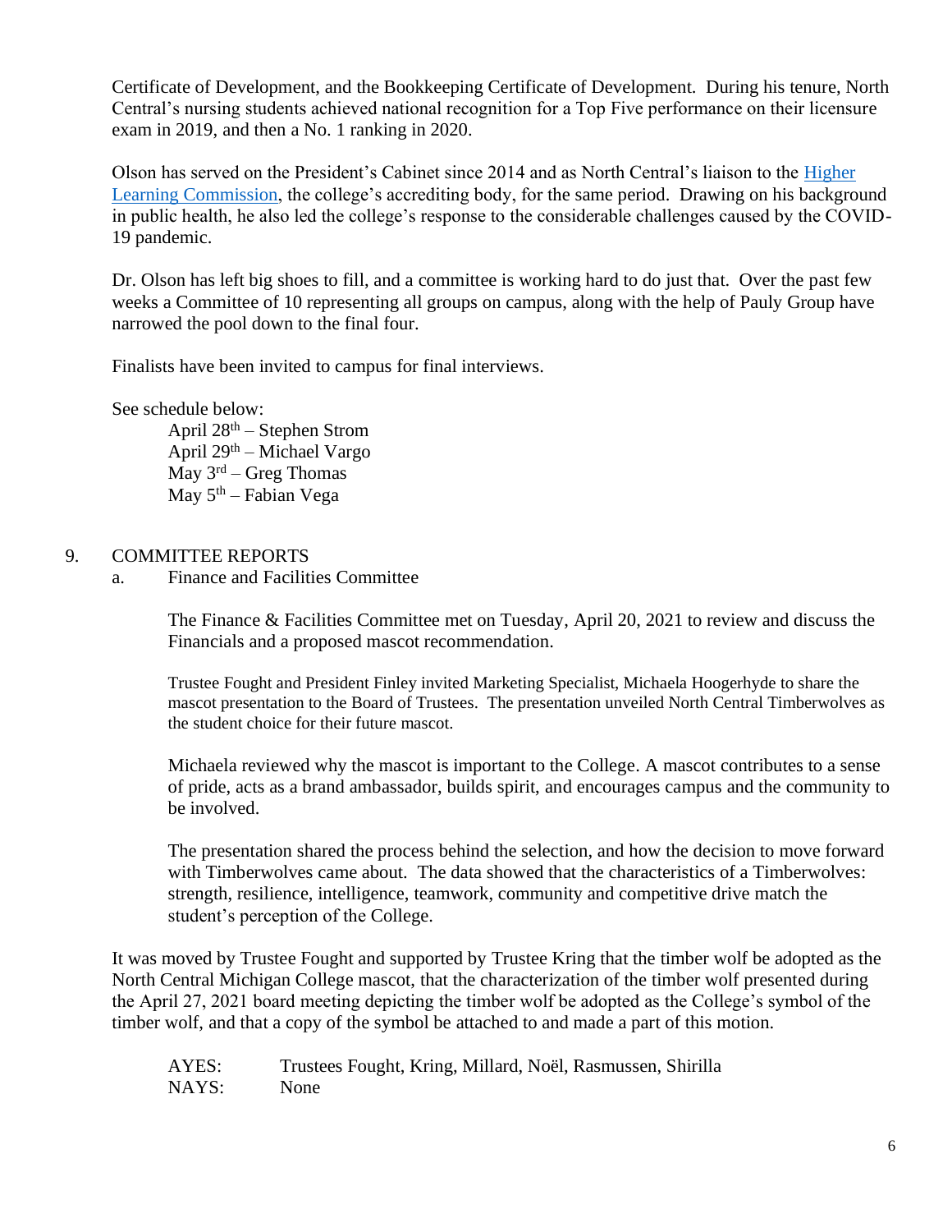Certificate of Development, and the Bookkeeping Certificate of Development. During his tenure, North Central's nursing students achieved national recognition for a Top Five performance on their licensure exam in 2019, and then a No. 1 ranking in 2020.

Olson has served on the President's Cabinet since 2014 and as North Central's liaison to the Higher Learning Commission, the college's accrediting body, for the same period. Drawing on his background in public health, he also led the college's response to the considerable challenges caused by the COVID-19 pandemic.

Dr. Olson has left big shoes to fill, and a committee is working hard to do just that. Over the past few weeks a Committee of 10 representing all groups on campus, along with the help of Pauly Group have narrowed the pool down to the final four.

Finalists have been invited to campus for final interviews.

See schedule below:

April 28th – Stephen Strom
April 29th – Michael Vargo
May 3rd – Greg Thomas
May 5th – Fabian Vega

9. COMMITTEE REPORTS

a. Finance and Facilities Committee

The Finance & Facilities Committee met on Tuesday, April 20, 2021 to review and discuss the Financials and a proposed mascot recommendation.

Trustee Fought and President Finley invited Marketing Specialist, Michaela Hoogerhyde to share the mascot presentation to the Board of Trustees. The presentation unveiled North Central Timberwolves as the student choice for their future mascot.

Michaela reviewed why the mascot is important to the College. A mascot contributes to a sense of pride, acts as a brand ambassador, builds spirit, and encourages campus and the community to be involved.

The presentation shared the process behind the selection, and how the decision to move forward with Timberwolves came about. The data showed that the characteristics of a Timberwolves: strength, resilience, intelligence, teamwork, community and competitive drive match the student's perception of the College.

It was moved by Trustee Fought and supported by Trustee Kring that the timber wolf be adopted as the North Central Michigan College mascot, that the characterization of the timber wolf presented during the April 27, 2021 board meeting depicting the timber wolf be adopted as the College's symbol of the timber wolf, and that a copy of the symbol be attached to and made a part of this motion.

AYES: Trustees Fought, Kring, Millard, Noël, Rasmussen, Shirilla
NAYS: None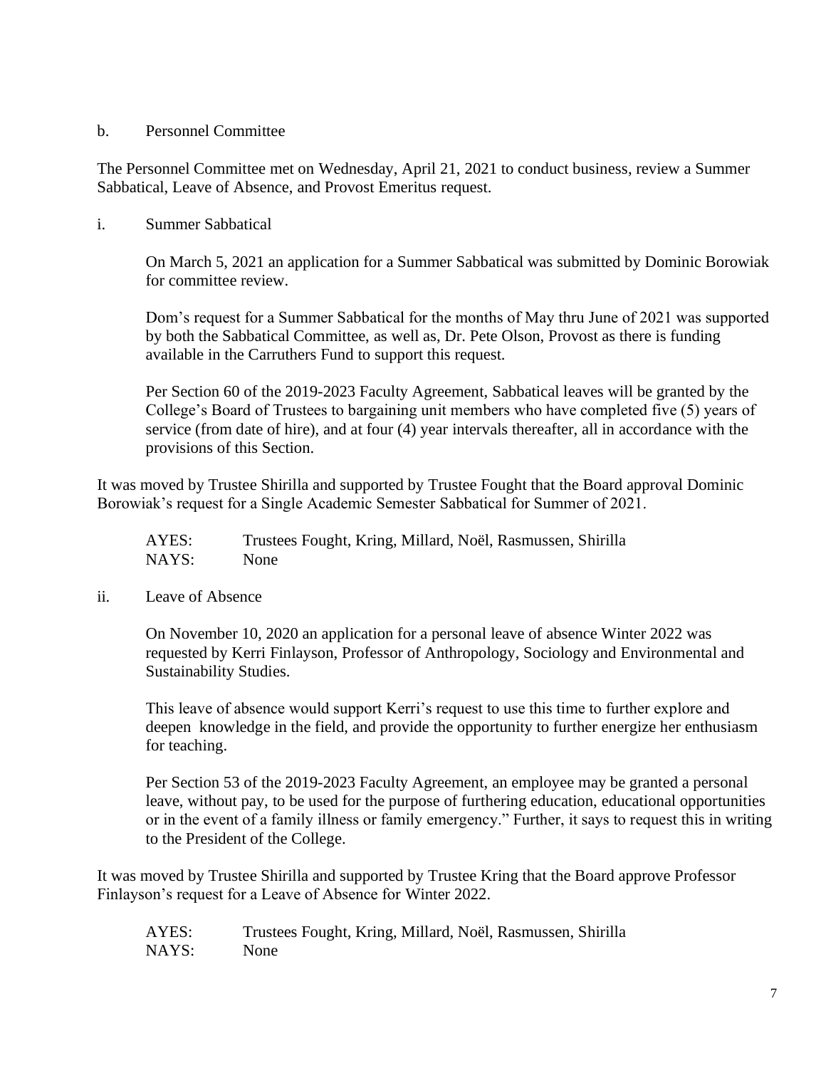b. Personnel Committee

The Personnel Committee met on Wednesday, April 21, 2021 to conduct business, review a Summer Sabbatical, Leave of Absence, and Provost Emeritus request.

i. Summer Sabbatical

On March 5, 2021 an application for a Summer Sabbatical was submitted by Dominic Borowiak for committee review.

Dom's request for a Summer Sabbatical for the months of May thru June of 2021 was supported by both the Sabbatical Committee, as well as, Dr. Pete Olson, Provost as there is funding available in the Carruthers Fund to support this request.

Per Section 60 of the 2019-2023 Faculty Agreement, Sabbatical leaves will be granted by the College's Board of Trustees to bargaining unit members who have completed five (5) years of service (from date of hire), and at four (4) year intervals thereafter, all in accordance with the provisions of this Section.

It was moved by Trustee Shirilla and supported by Trustee Fought that the Board approval Dominic Borowiak's request for a Single Academic Semester Sabbatical for Summer of 2021.

AYES: Trustees Fought, Kring, Millard, Noël, Rasmussen, Shirilla
NAYS: None

ii. Leave of Absence

On November 10, 2020 an application for a personal leave of absence Winter 2022 was requested by Kerri Finlayson, Professor of Anthropology, Sociology and Environmental and Sustainability Studies.

This leave of absence would support Kerri's request to use this time to further explore and deepen knowledge in the field, and provide the opportunity to further energize her enthusiasm for teaching.

Per Section 53 of the 2019-2023 Faculty Agreement, an employee may be granted a personal leave, without pay, to be used for the purpose of furthering education, educational opportunities or in the event of a family illness or family emergency." Further, it says to request this in writing to the President of the College.

It was moved by Trustee Shirilla and supported by Trustee Kring that the Board approve Professor Finlayson's request for a Leave of Absence for Winter 2022.

AYES: Trustees Fought, Kring, Millard, Noël, Rasmussen, Shirilla
NAYS: None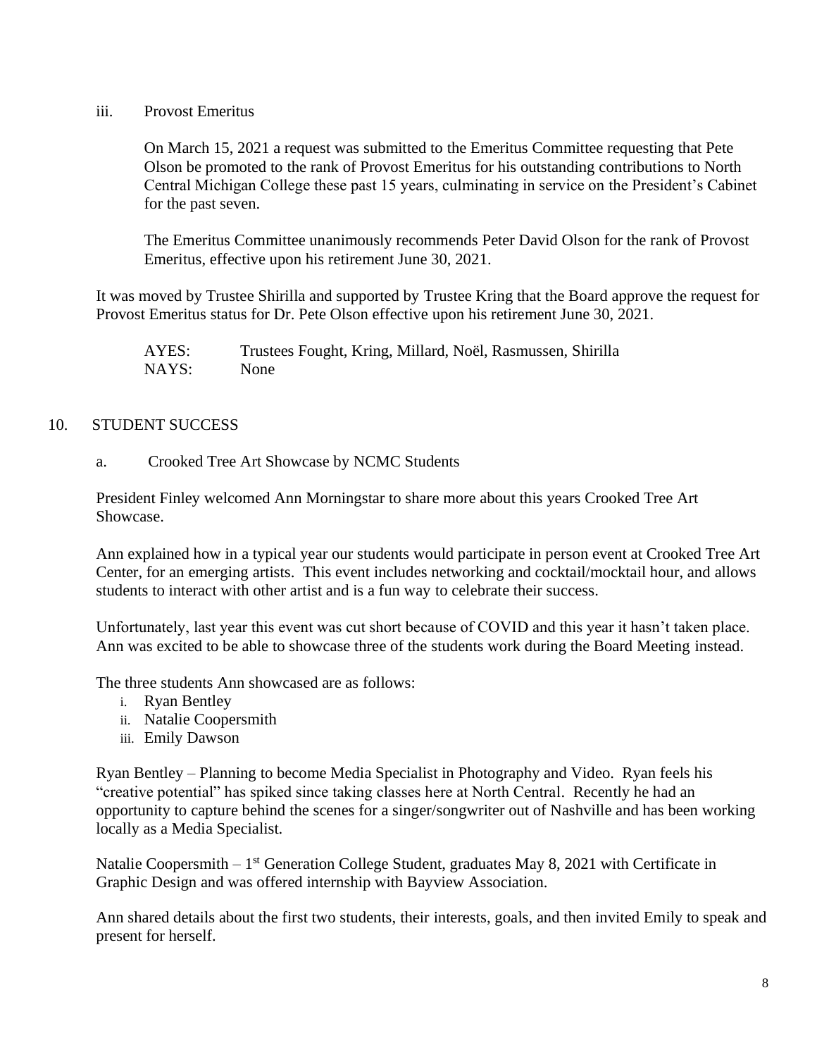iii. Provost Emeritus

On March 15, 2021 a request was submitted to the Emeritus Committee requesting that Pete Olson be promoted to the rank of Provost Emeritus for his outstanding contributions to North Central Michigan College these past 15 years, culminating in service on the President's Cabinet for the past seven.

The Emeritus Committee unanimously recommends Peter David Olson for the rank of Provost Emeritus, effective upon his retirement June 30, 2021.

It was moved by Trustee Shirilla and supported by Trustee Kring that the Board approve the request for Provost Emeritus status for Dr. Pete Olson effective upon his retirement June 30, 2021.

AYES: Trustees Fought, Kring, Millard, Noël, Rasmussen, Shirilla
NAYS: None

## 10. STUDENT SUCCESS

a. Crooked Tree Art Showcase by NCMC Students

President Finley welcomed Ann Morningstar to share more about this years Crooked Tree Art Showcase.

Ann explained how in a typical year our students would participate in person event at Crooked Tree Art Center, for an emerging artists. This event includes networking and cocktail/mocktail hour, and allows students to interact with other artist and is a fun way to celebrate their success.

Unfortunately, last year this event was cut short because of COVID and this year it hasn't taken place. Ann was excited to be able to showcase three of the students work during the Board Meeting instead.

The three students Ann showcased are as follows:

i. Ryan Bentley
ii. Natalie Coopersmith
iii. Emily Dawson

Ryan Bentley – Planning to become Media Specialist in Photography and Video. Ryan feels his "creative potential" has spiked since taking classes here at North Central. Recently he had an opportunity to capture behind the scenes for a singer/songwriter out of Nashville and has been working locally as a Media Specialist.

Natalie Coopersmith – 1st Generation College Student, graduates May 8, 2021 with Certificate in Graphic Design and was offered internship with Bayview Association.

Ann shared details about the first two students, their interests, goals, and then invited Emily to speak and present for herself.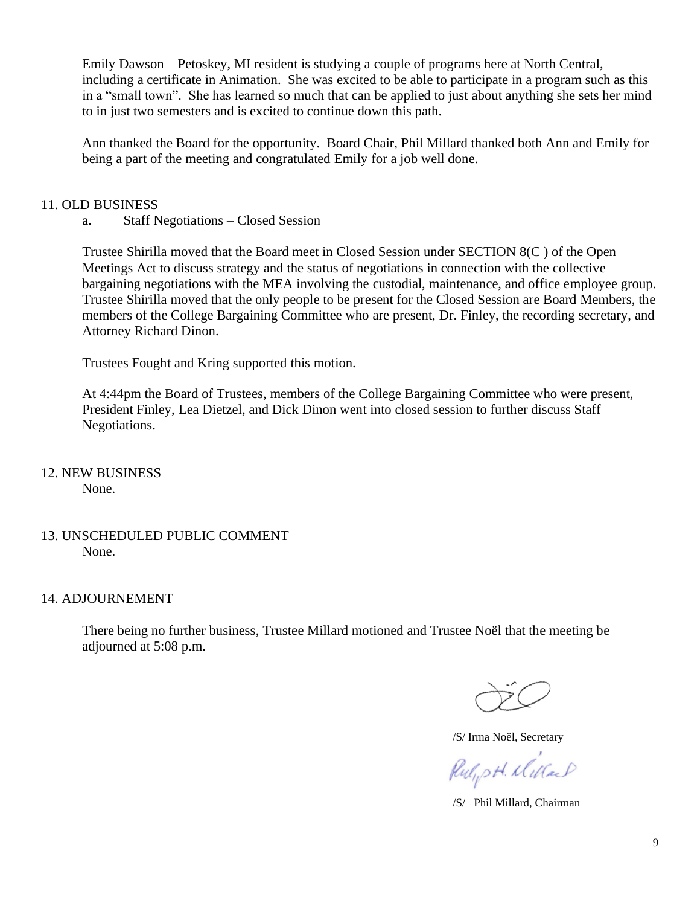Emily Dawson – Petoskey, MI resident is studying a couple of programs here at North Central, including a certificate in Animation. She was excited to be able to participate in a program such as this in a "small town". She has learned so much that can be applied to just about anything she sets her mind to in just two semesters and is excited to continue down this path.

Ann thanked the Board for the opportunity. Board Chair, Phil Millard thanked both Ann and Emily for being a part of the meeting and congratulated Emily for a job well done.

11. OLD BUSINESS

a. Staff Negotiations – Closed Session

Trustee Shirilla moved that the Board meet in Closed Session under SECTION 8(C ) of the Open Meetings Act to discuss strategy and the status of negotiations in connection with the collective bargaining negotiations with the MEA involving the custodial, maintenance, and office employee group. Trustee Shirilla moved that the only people to be present for the Closed Session are Board Members, the members of the College Bargaining Committee who are present, Dr. Finley, the recording secretary, and Attorney Richard Dinon.

Trustees Fought and Kring supported this motion.

At 4:44pm the Board of Trustees, members of the College Bargaining Committee who were present, President Finley, Lea Dietzel, and Dick Dinon went into closed session to further discuss Staff Negotiations.

12. NEW BUSINESS

None.

13. UNSCHEDULED PUBLIC COMMENT

None.

14. ADJOURNEMENT

There being no further business, Trustee Millard motioned and Trustee Noël that the meeting be adjourned at 5:08 p.m.

/S/ Irma Noël, Secretary

/S/ Phil Millard, Chairman